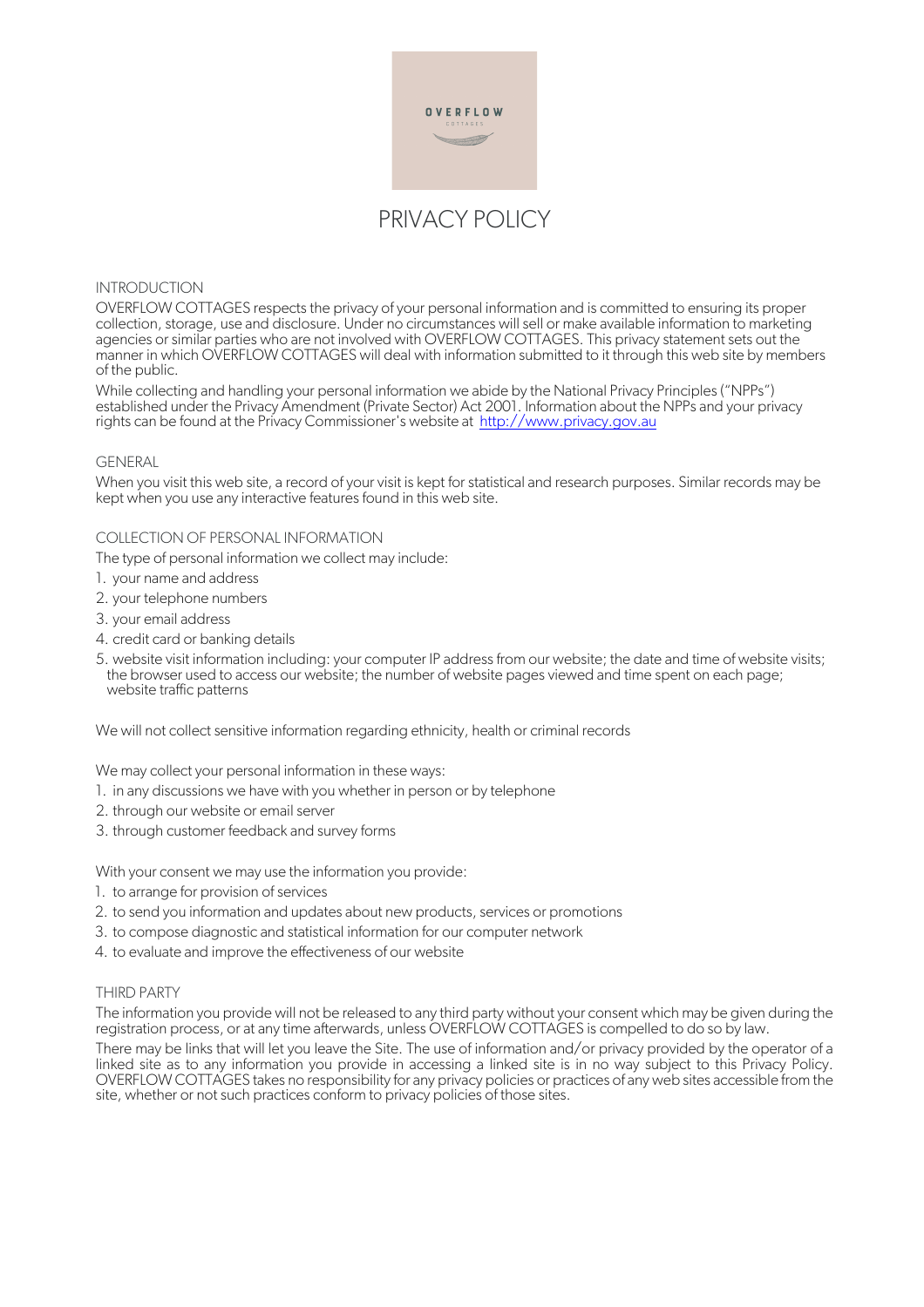# PRIVACY POLICY

## INTRODUCTION

OVERFLOW COTTAGES respects the privacy of your personal information and is committed to ensuring its proper collection, storage, use and disclosure. Under no circumstances will sell or make available information to marketing agencies or similar parties who are not involved with OVERFLOW COTTAGES. This privacy statement sets out the manner in which OVERFLOW COTTAGES will deal with information submitted to it through this web site by members of the public.

While collecting and handling your personal information we abide by the National Privacy Principles ("NPPs") established under the Privacy Amendment (Private Sector) Act 2001. Information about the NPPs and your privacy rights can be found at the Privacy Commissioner's website at [http://www.privacy.gov.au](http://www.privacy.gov.au)

## GENERAL

When you visit this web site, a record of your visit is kept for statistical and research purposes. Similar records may be kept when you use any interactive features found in this web site.

## COLLECTION OF PERSONAL INFORMATION

The type of personal information we collect may include:

1. your name and address
2. your telephone numbers
3. your email address
4. credit card or banking details
5. website visit information including: your computer IP address from our website; the date and time of website visits; the browser used to access our website; the number of website pages viewed and time spent on each page; website traffic patterns

We will not collect sensitive information regarding ethnicity, health or criminal records

We may collect your personal information in these ways:

1. in any discussions we have with you whether in person or by telephone
2. through our website or email server
3. through customer feedback and survey forms

With your consent we may use the information you provide:

1. to arrange for provision of services
2. to send you information and updates about new products, services or promotions
3. to compose diagnostic and statistical information for our computer network
4. to evaluate and improve the effectiveness of our website

## THIRD PARTY

The information you provide will not be released to any third party without your consent which may be given during the registration process, or at any time afterwards, unless OVERFLOW COTTAGES is compelled to do so by law.

There may be links that will let you leave the Site. The use of information and/or privacy provided by the operator of a linked site as to any information you provide in accessing a linked site is in no way subject to this Privacy Policy. OVERFLOW COTTAGES takes no responsibility for any privacy policies or practices of any web sites accessible from the site, whether or not such practices conform to privacy policies of those sites.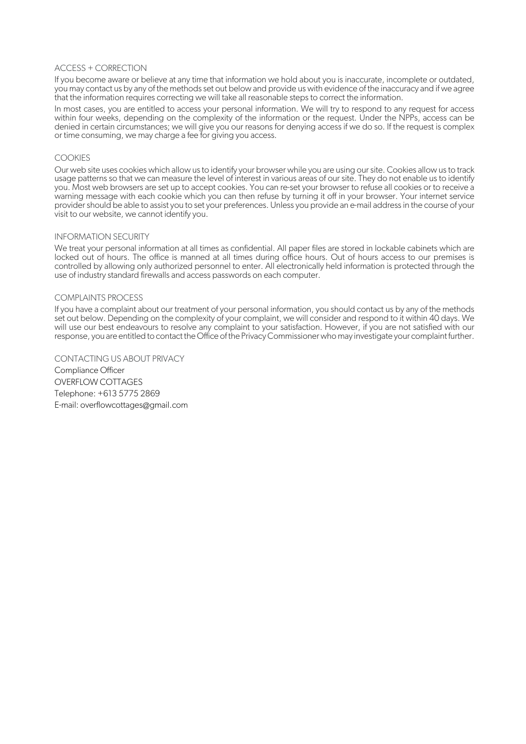## ACCESS + CORRECTION

If you become aware or believe at any time that information we hold about you is inaccurate, incomplete or outdated, you may contact us by any of the methods set out below and provide us with evidence of the inaccuracy and if we agree that the information requires correcting we will take all reasonable steps to correct the information.

In most cases, you are entitled to access your personal information. We will try to respond to any request for access within four weeks, depending on the complexity of the information or the request. Under the NPPs, access can be denied in certain circumstances; we will give you our reasons for denying access if we do so. If the request is complex or time consuming, we may charge a fee for giving you access.

## COOKIES

Our web site uses cookies which allow us to identify your browser while you are using our site. Cookies allow us to track usage patterns so that we can measure the level of interest in various areas of our site. They do not enable us to identify you. Most web browsers are set up to accept cookies. You can re-set your browser to refuse all cookies or to receive a warning message with each cookie which you can then refuse by turning it off in your browser. Your internet service provider should be able to assist you to set your preferences. Unless you provide an e-mail address in the course of your visit to our website, we cannot identify you.

## INFORMATION SECURITY

We treat your personal information at all times as confidential. All paper files are stored in lockable cabinets which are locked out of hours. The office is manned at all times during office hours. Out of hours access to our premises is controlled by allowing only authorized personnel to enter. All electronically held information is protected through the use of industry standard firewalls and access passwords on each computer.

## COMPLAINTS PROCESS

If you have a complaint about our treatment of your personal information, you should contact us by any of the methods set out below. Depending on the complexity of your complaint, we will consider and respond to it within 40 days. We will use our best endeavours to resolve any complaint to your satisfaction. However, if you are not satisfied with our response, you are entitled to contact the Office of the Privacy Commissioner who may investigate your complaint further.

## CONTACTING US ABOUT PRIVACY

Compliance Officer  
OVERFLOW COTTAGES  
Telephone: +613 5775 2869  
E-mail: overflowcottages@gmail.com